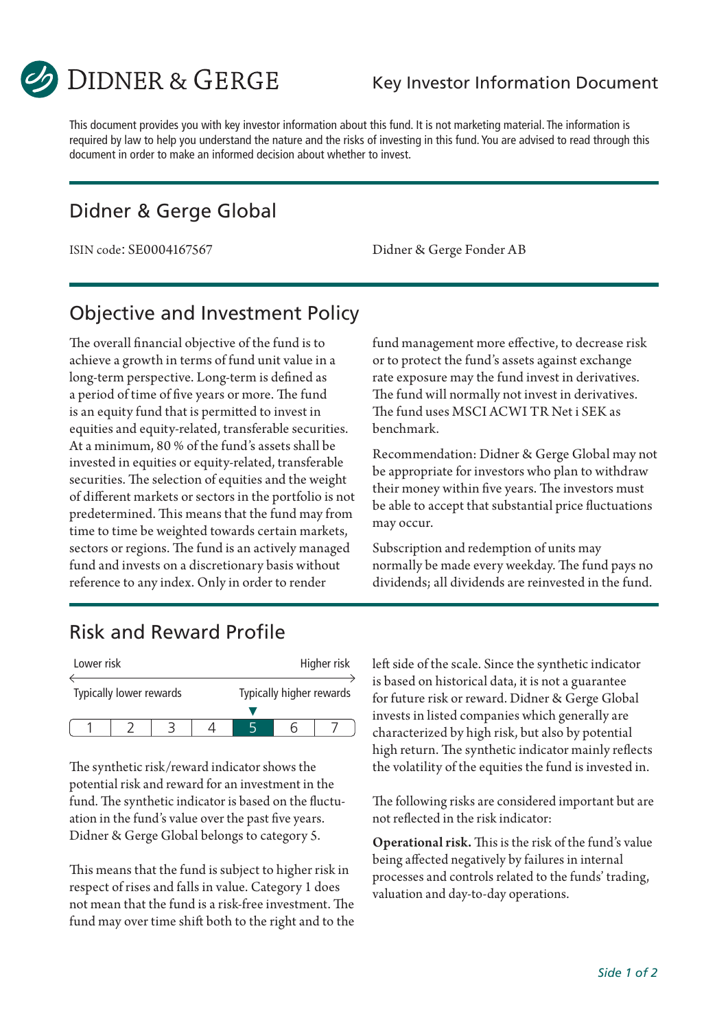**DIDNER & GERGE** — Key Investor Information Document

This document provides you with key investor information about this fund. It is not marketing material. The information is required by law to help you understand the nature and the risks of investing in this fund. You are advised to read through this document in order to make an informed decision about whether to invest.

# Didner & Gerge Global

ISIN code: SE0004167567

Didner & Gerge Fonder AB

## Objective and Investment Policy

The overall financial objective of the fund is to achieve a growth in terms of fund unit value in a long-term perspective. Long-term is defined as a period of time of five years or more. The fund is an equity fund that is permitted to invest in equities and equity-related, transferable securities. At a minimum, 80 % of the fund's assets shall be invested in equities or equity-related, transferable securities. The selection of equities and the weight of different markets or sectors in the portfolio is not predetermined. This means that the fund may from time to time be weighted towards certain markets, sectors or regions. The fund is an actively managed fund and invests on a discretionary basis without reference to any index. Only in order to render fund management more effective, to decrease risk or to protect the fund's assets against exchange rate exposure may the fund invest in derivatives. The fund will normally not invest in derivatives. The fund uses MSCI ACWI TR Net i SEK as benchmark.

Recommendation: Didner & Gerge Global may not be appropriate for investors who plan to withdraw their money within five years. The investors must be able to accept that substantial price fluctuations may occur.

Subscription and redemption of units may normally be made every weekday. The fund pays no dividends; all dividends are reinvested in the fund.

## Risk and Reward Profile

Lower risk ← → Higher risk

Typically lower rewards — Typically higher rewards

| 1 | 2 | 3 | 4 | **5** | 6 | 7 |
|---|---|---|---|---|---|---|

The synthetic risk/reward indicator shows the potential risk and reward for an investment in the fund. The synthetic indicator is based on the fluctuation in the fund's value over the past five years. Didner & Gerge Global belongs to category 5.

This means that the fund is subject to higher risk in respect of rises and falls in value. Category 1 does not mean that the fund is a risk-free investment. The fund may over time shift both to the right and to the left side of the scale. Since the synthetic indicator is based on historical data, it is not a guarantee for future risk or reward. Didner & Gerge Global invests in listed companies which generally are characterized by high risk, but also by potential high return. The synthetic indicator mainly reflects the volatility of the equities the fund is invested in.

The following risks are considered important but are not reflected in the risk indicator:

**Operational risk.** This is the risk of the fund's value being affected negatively by failures in internal processes and controls related to the funds' trading, valuation and day-to-day operations.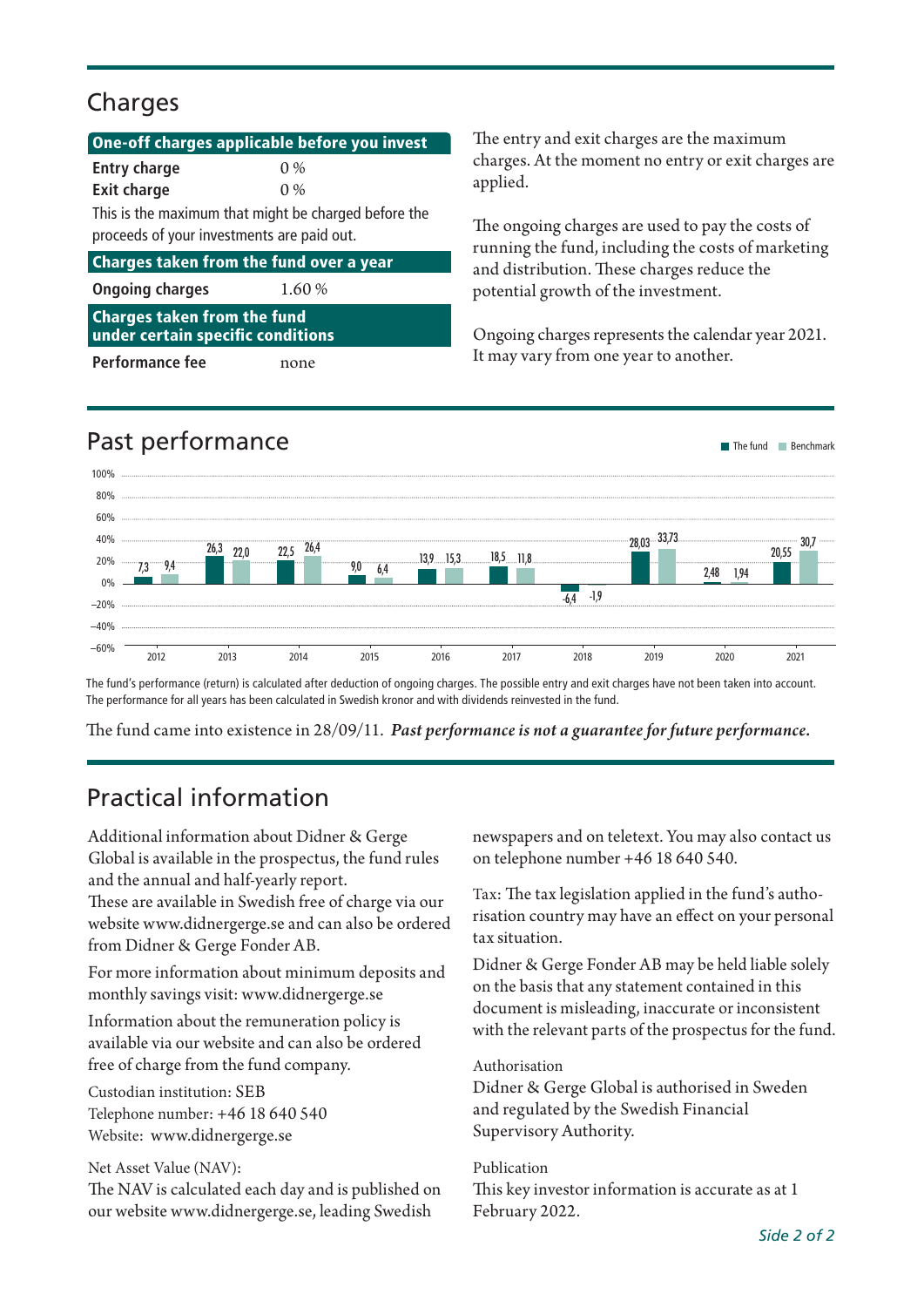## Charges

**One-off charges applicable before you invest**

**Entry charge** 0 %
**Exit charge** 0 %

This is the maximum that might be charged before the proceeds of your investments are paid out.

**Charges taken from the fund over a year**

**Ongoing charges** 1.60 %

**Charges taken from the fund under certain specific conditions**

**Performance fee** none

The entry and exit charges are the maximum charges. At the moment no entry or exit charges are applied.

The ongoing charges are used to pay the costs of running the fund, including the costs of marketing and distribution. These charges reduce the potential growth of the investment.

Ongoing charges represents the calendar year 2021. It may vary from one year to another.

## Past performance

The fund
Benchmark

100%
80%
60%
40%
20%
0%
−20%
−40%
−60%

2012: 7,3 9,4
2013: 26,3 22,0
2014: 22,5 26,4
2015: 9,0 6,4
2016: 13,9 15,3
2017: 18,5 11,8
2018: -6,4 -1,9
2019: 28,03 33,73
2020: 2,48 1,94
2021: 20,55 30,7

The fund's performance (return) is calculated after deduction of ongoing charges. The possible entry and exit charges have not been taken into account. The performance for all years has been calculated in Swedish kronor and with dividends reinvested in the fund.

The fund came into existence in 28/09/11. ***Past performance is not a guarantee for future performance.***

## Practical information

Additional information about Didner & Gerge Global is available in the prospectus, the fund rules and the annual and half-yearly report.
These are available in Swedish free of charge via our website www.didnergerge.se and can also be ordered from Didner & Gerge Fonder AB.

For more information about minimum deposits and monthly savings visit: www.didnergerge.se

Information about the remuneration policy is available via our website and can also be ordered free of charge from the fund company.

Custodian institution: SEB
Telephone number: +46 18 640 540
Website: www.didnergerge.se

Net Asset Value (NAV):
The NAV is calculated each day and is published on our website www.didnergerge.se, leading Swedish newspapers and on teletext. You may also contact us on telephone number +46 18 640 540.

Tax: The tax legislation applied in the fund's authorisation country may have an effect on your personal tax situation.

Didner & Gerge Fonder AB may be held liable solely on the basis that any statement contained in this document is misleading, inaccurate or inconsistent with the relevant parts of the prospectus for the fund.

Authorisation
Didner & Gerge Global is authorised in Sweden and regulated by the Swedish Financial Supervisory Authority.

Publication
This key investor information is accurate as at 1 February 2022.